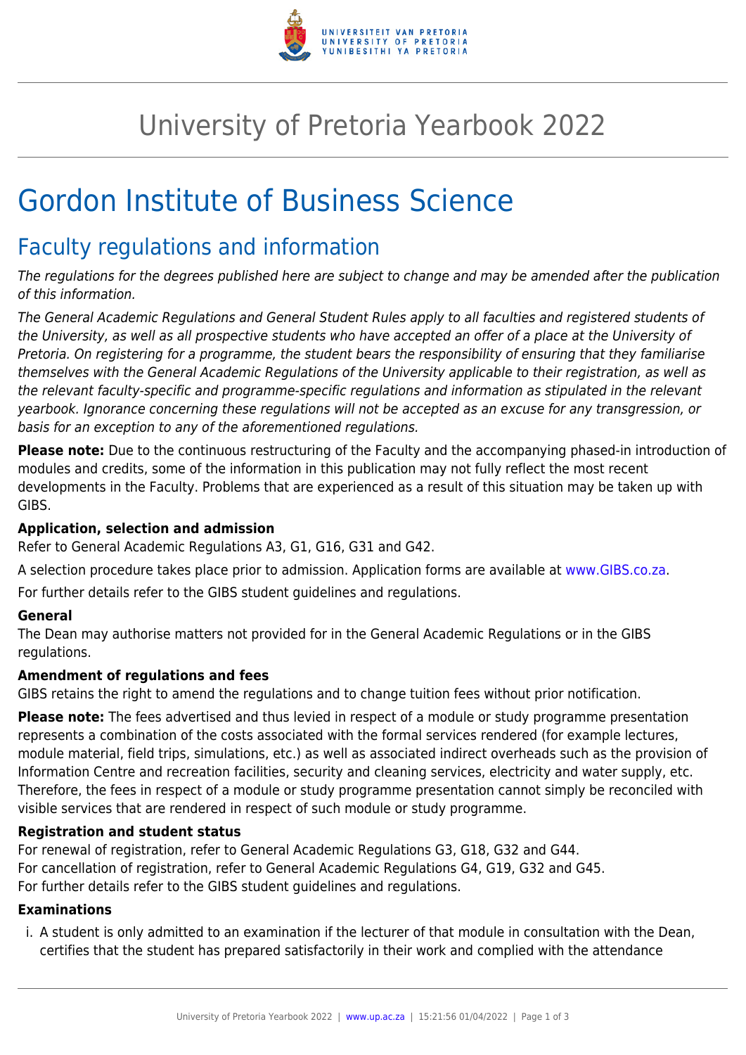# University of Pretoria Yearbook 2022

# Gordon Institute of Business Science

## Faculty regulations and information

*The regulations for the degrees published here are subject to change and may be amended after the publication of this information.*

*The General Academic Regulations and General Student Rules apply to all faculties and registered students of the University, as well as all prospective students who have accepted an offer of a place at the University of Pretoria. On registering for a programme, the student bears the responsibility of ensuring that they familiarise themselves with the General Academic Regulations of the University applicable to their registration, as well as the relevant faculty-specific and programme-specific regulations and information as stipulated in the relevant yearbook. Ignorance concerning these regulations will not be accepted as an excuse for any transgression, or basis for an exception to any of the aforementioned regulations.*

**Please note:** Due to the continuous restructuring of the Faculty and the accompanying phased-in introduction of modules and credits, some of the information in this publication may not fully reflect the most recent developments in the Faculty. Problems that are experienced as a result of this situation may be taken up with GIBS.

#### Application, selection and admission

Refer to General Academic Regulations A3, G1, G16, G31 and G42.

A selection procedure takes place prior to admission. Application forms are available at www.GIBS.co.za.

For further details refer to the GIBS student guidelines and regulations.

#### General

The Dean may authorise matters not provided for in the General Academic Regulations or in the GIBS regulations.

#### Amendment of regulations and fees

GIBS retains the right to amend the regulations and to change tuition fees without prior notification.

**Please note:** The fees advertised and thus levied in respect of a module or study programme presentation represents a combination of the costs associated with the formal services rendered (for example lectures, module material, field trips, simulations, etc.) as well as associated indirect overheads such as the provision of Information Centre and recreation facilities, security and cleaning services, electricity and water supply, etc. Therefore, the fees in respect of a module or study programme presentation cannot simply be reconciled with visible services that are rendered in respect of such module or study programme.

#### Registration and student status

For renewal of registration, refer to General Academic Regulations G3, G18, G32 and G44.
For cancellation of registration, refer to General Academic Regulations G4, G19, G32 and G45.
For further details refer to the GIBS student guidelines and regulations.

#### Examinations

i. A student is only admitted to an examination if the lecturer of that module in consultation with the Dean, certifies that the student has prepared satisfactorily in their work and complied with the attendance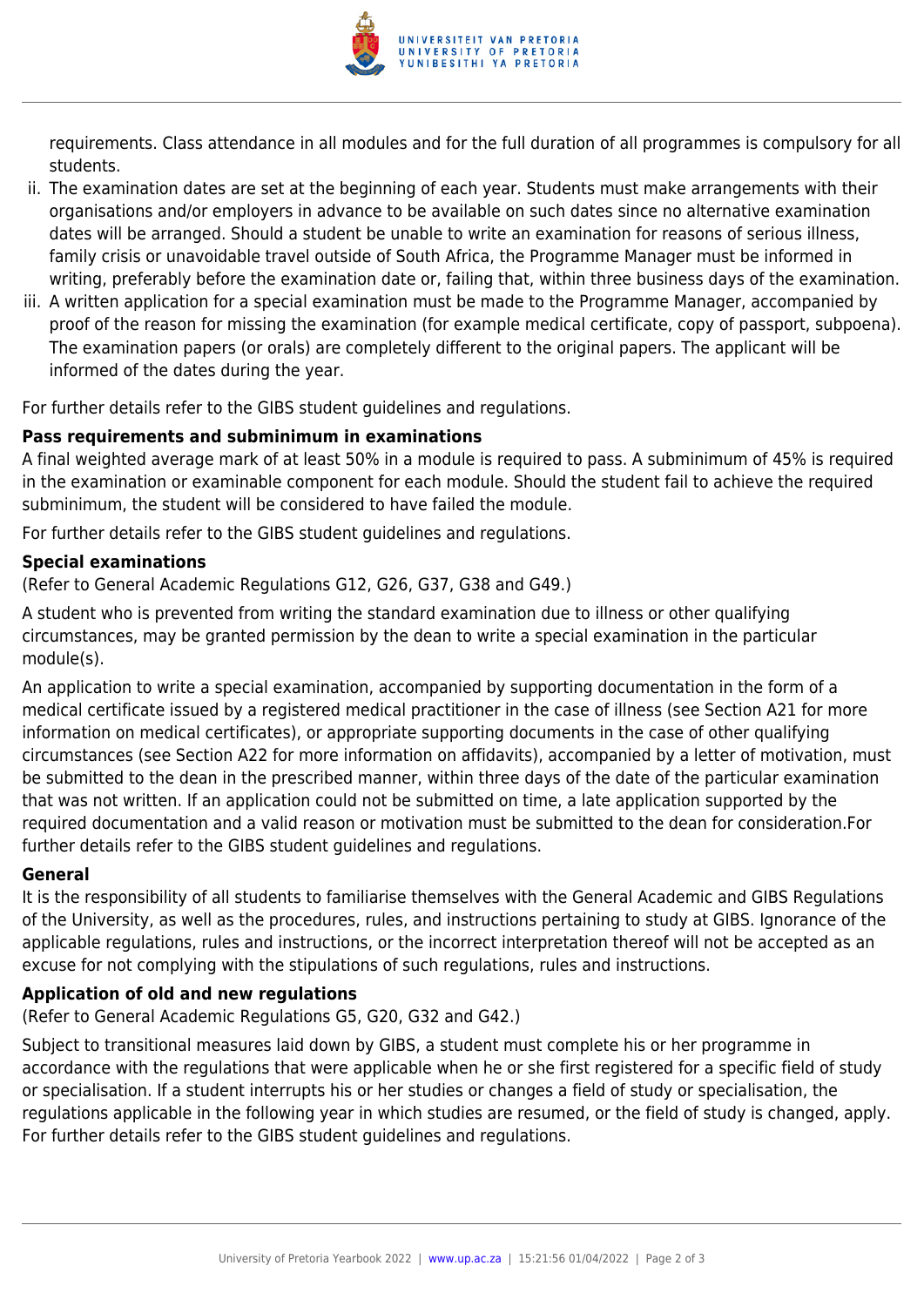requirements. Class attendance in all modules and for the full duration of all programmes is compulsory for all students.

ii. The examination dates are set at the beginning of each year. Students must make arrangements with their organisations and/or employers in advance to be available on such dates since no alternative examination dates will be arranged. Should a student be unable to write an examination for reasons of serious illness, family crisis or unavoidable travel outside of South Africa, the Programme Manager must be informed in writing, preferably before the examination date or, failing that, within three business days of the examination.

iii. A written application for a special examination must be made to the Programme Manager, accompanied by proof of the reason for missing the examination (for example medical certificate, copy of passport, subpoena). The examination papers (or orals) are completely different to the original papers. The applicant will be informed of the dates during the year.

For further details refer to the GIBS student guidelines and regulations.

**Pass requirements and subminimum in examinations**

A final weighted average mark of at least 50% in a module is required to pass. A subminimum of 45% is required in the examination or examinable component for each module. Should the student fail to achieve the required subminimum, the student will be considered to have failed the module.

For further details refer to the GIBS student guidelines and regulations.

**Special examinations**

(Refer to General Academic Regulations G12, G26, G37, G38 and G49.)

A student who is prevented from writing the standard examination due to illness or other qualifying circumstances, may be granted permission by the dean to write a special examination in the particular module(s).

An application to write a special examination, accompanied by supporting documentation in the form of a medical certificate issued by a registered medical practitioner in the case of illness (see Section A21 for more information on medical certificates), or appropriate supporting documents in the case of other qualifying circumstances (see Section A22 for more information on affidavits), accompanied by a letter of motivation, must be submitted to the dean in the prescribed manner, within three days of the date of the particular examination that was not written. If an application could not be submitted on time, a late application supported by the required documentation and a valid reason or motivation must be submitted to the dean for consideration.For further details refer to the GIBS student guidelines and regulations.

**General**

It is the responsibility of all students to familiarise themselves with the General Academic and GIBS Regulations of the University, as well as the procedures, rules, and instructions pertaining to study at GIBS. Ignorance of the applicable regulations, rules and instructions, or the incorrect interpretation thereof will not be accepted as an excuse for not complying with the stipulations of such regulations, rules and instructions.

**Application of old and new regulations**

(Refer to General Academic Regulations G5, G20, G32 and G42.)

Subject to transitional measures laid down by GIBS, a student must complete his or her programme in accordance with the regulations that were applicable when he or she first registered for a specific field of study or specialisation. If a student interrupts his or her studies or changes a field of study or specialisation, the regulations applicable in the following year in which studies are resumed, or the field of study is changed, apply. For further details refer to the GIBS student guidelines and regulations.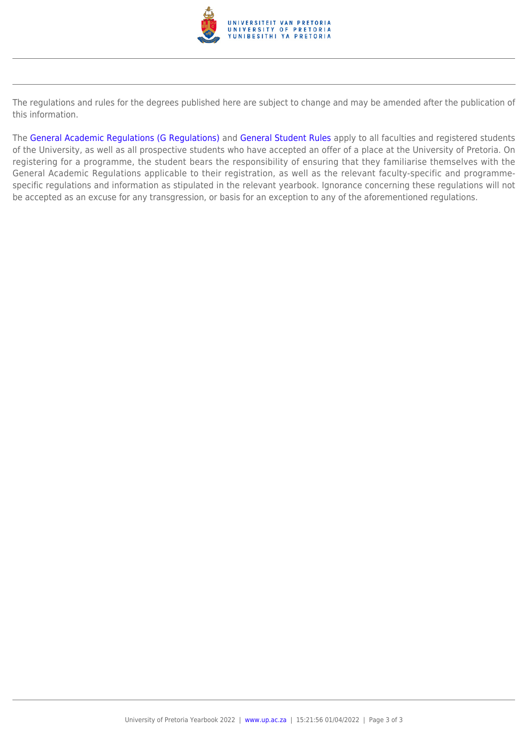The regulations and rules for the degrees published here are subject to change and may be amended after the publication of this information.

The General Academic Regulations (G Regulations) and General Student Rules apply to all faculties and registered students of the University, as well as all prospective students who have accepted an offer of a place at the University of Pretoria. On registering for a programme, the student bears the responsibility of ensuring that they familiarise themselves with the General Academic Regulations applicable to their registration, as well as the relevant faculty-specific and programme-specific regulations and information as stipulated in the relevant yearbook. Ignorance concerning these regulations will not be accepted as an excuse for any transgression, or basis for an exception to any of the aforementioned regulations.